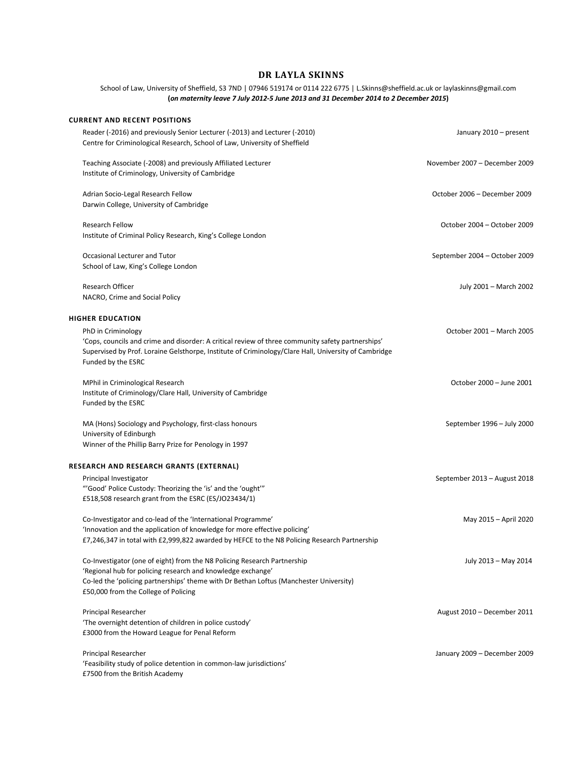# DR LAYLA SKINNS

School of Law, University of Sheffield, S3 7ND | 07946 519174 or 0114 222 6775 | L.Skinns@sheffield.ac.uk or laylaskinns@gmail.com
**(*on maternity leave 7 July 2012-5 June 2013 and 31 December 2014 to 2 December 2015*)**

## CURRENT AND RECENT POSITIONS

Reader (-2016) and previously Senior Lecturer (-2013) and Lecturer (-2010) — January 2010 – present
Centre for Criminological Research, School of Law, University of Sheffield

Teaching Associate (-2008) and previously Affiliated Lecturer — November 2007 – December 2009
Institute of Criminology, University of Cambridge

Adrian Socio-Legal Research Fellow — October 2006 – December 2009
Darwin College, University of Cambridge

Research Fellow — October 2004 – October 2009
Institute of Criminal Policy Research, King's College London

Occasional Lecturer and Tutor — September 2004 – October 2009
School of Law, King's College London

Research Officer — July 2001 – March 2002
NACRO, Crime and Social Policy

## HIGHER EDUCATION

PhD in Criminology — October 2001 – March 2005
'Cops, councils and crime and disorder: A critical review of three community safety partnerships'
Supervised by Prof. Loraine Gelsthorpe, Institute of Criminology/Clare Hall, University of Cambridge
Funded by the ESRC

MPhil in Criminological Research — October 2000 – June 2001
Institute of Criminology/Clare Hall, University of Cambridge
Funded by the ESRC

MA (Hons) Sociology and Psychology, first-class honours — September 1996 – July 2000
University of Edinburgh
Winner of the Phillip Barry Prize for Penology in 1997

## RESEARCH AND RESEARCH GRANTS (EXTERNAL)

Principal Investigator — September 2013 – August 2018
"'Good' Police Custody: Theorizing the 'is' and the 'ought'"
£518,508 research grant from the ESRC (ES/JO23434/1)

Co-Investigator and co-lead of the 'International Programme' — May 2015 – April 2020
'Innovation and the application of knowledge for more effective policing'
£7,246,347 in total with £2,999,822 awarded by HEFCE to the N8 Policing Research Partnership

Co-Investigator (one of eight) from the N8 Policing Research Partnership — July 2013 – May 2014
'Regional hub for policing research and knowledge exchange'
Co-led the 'policing partnerships' theme with Dr Bethan Loftus (Manchester University)
£50,000 from the College of Policing

Principal Researcher — August 2010 – December 2011
'The overnight detention of children in police custody'
£3000 from the Howard League for Penal Reform

Principal Researcher — January 2009 – December 2009
'Feasibility study of police detention in common-law jurisdictions'
£7500 from the British Academy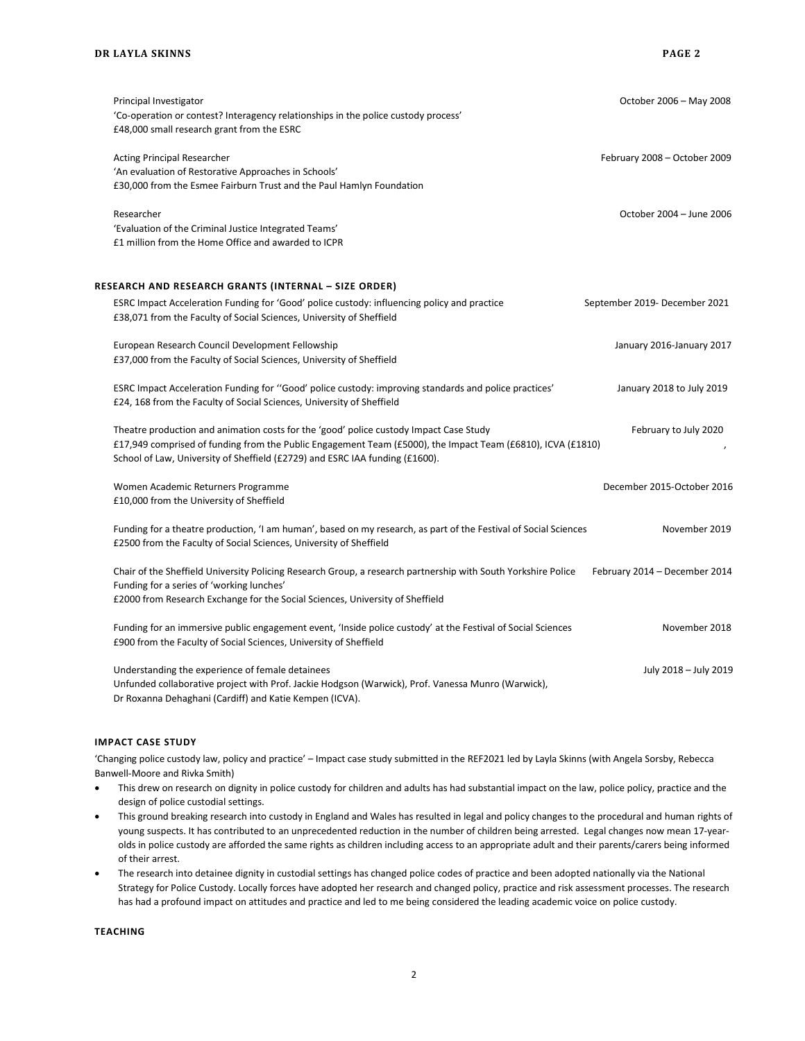Principal Investigator — October 2006 – May 2008
'Co-operation or contest? Interagency relationships in the police custody process'
£48,000 small research grant from the ESRC

Acting Principal Researcher — February 2008 – October 2009
'An evaluation of Restorative Approaches in Schools'
£30,000 from the Esmee Fairburn Trust and the Paul Hamlyn Foundation

Researcher — October 2004 – June 2006
'Evaluation of the Criminal Justice Integrated Teams'
£1 million from the Home Office and awarded to ICPR

## RESEARCH AND RESEARCH GRANTS (INTERNAL – SIZE ORDER)

ESRC Impact Acceleration Funding for 'Good' police custody: influencing policy and practice — September 2019- December 2021
£38,071 from the Faculty of Social Sciences, University of Sheffield

European Research Council Development Fellowship — January 2016-January 2017
£37,000 from the Faculty of Social Sciences, University of Sheffield

ESRC Impact Acceleration Funding for ''Good' police custody: improving standards and police practices' — January 2018 to July 2019
£24, 168 from the Faculty of Social Sciences, University of Sheffield

Theatre production and animation costs for the 'good' police custody Impact Case Study — February to July 2020
£17,949 comprised of funding from the Public Engagement Team (£5000), the Impact Team (£6810), ICVA (£1810), School of Law, University of Sheffield (£2729) and ESRC IAA funding (£1600).

Women Academic Returners Programme — December 2015-October 2016
£10,000 from the University of Sheffield

Funding for a theatre production, 'I am human', based on my research, as part of the Festival of Social Sciences — November 2019
£2500 from the Faculty of Social Sciences, University of Sheffield

Chair of the Sheffield University Policing Research Group, a research partnership with South Yorkshire Police — February 2014 – December 2014
Funding for a series of 'working lunches'
£2000 from Research Exchange for the Social Sciences, University of Sheffield

Funding for an immersive public engagement event, 'Inside police custody' at the Festival of Social Sciences — November 2018
£900 from the Faculty of Social Sciences, University of Sheffield

Understanding the experience of female detainees — July 2018 – July 2019
Unfunded collaborative project with Prof. Jackie Hodgson (Warwick), Prof. Vanessa Munro (Warwick), Dr Roxanna Dehaghani (Cardiff) and Katie Kempen (ICVA).

## IMPACT CASE STUDY

'Changing police custody law, policy and practice' – Impact case study submitted in the REF2021 led by Layla Skinns (with Angela Sorsby, Rebecca Banwell-Moore and Rivka Smith)

- This drew on research on dignity in police custody for children and adults has had substantial impact on the law, police policy, practice and the design of police custodial settings.
- This ground breaking research into custody in England and Wales has resulted in legal and policy changes to the procedural and human rights of young suspects. It has contributed to an unprecedented reduction in the number of children being arrested. Legal changes now mean 17-year-olds in police custody are afforded the same rights as children including access to an appropriate adult and their parents/carers being informed of their arrest.
- The research into detainee dignity in custodial settings has changed police codes of practice and been adopted nationally via the National Strategy for Police Custody. Locally forces have adopted her research and changed policy, practice and risk assessment processes. The research has had a profound impact on attitudes and practice and led to me being considered the leading academic voice on police custody.

## TEACHING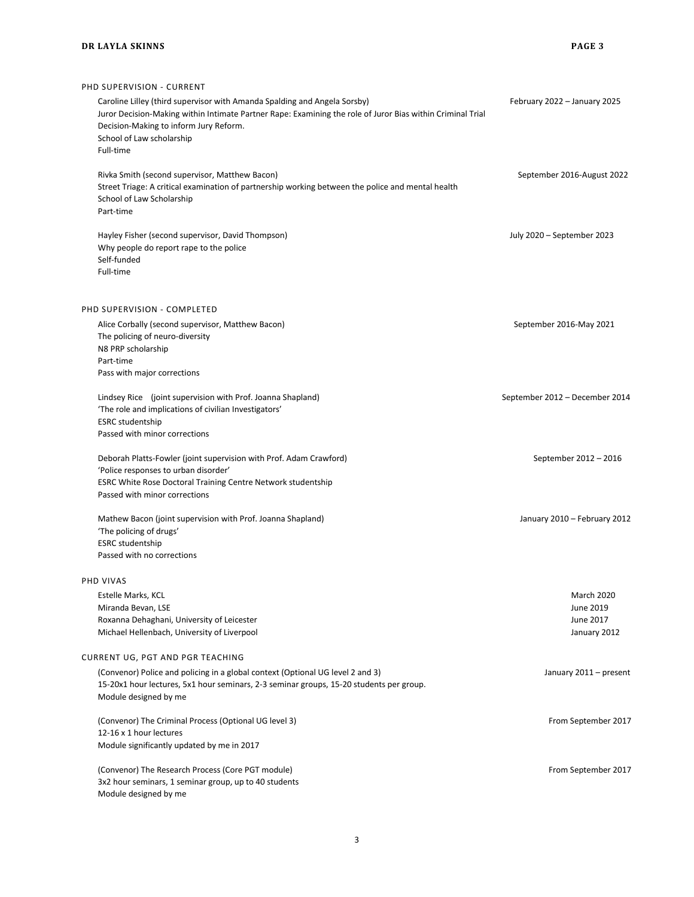## PHD SUPERVISION - CURRENT

Caroline Lilley (third supervisor with Amanda Spalding and Angela Sorsby) — February 2022 – January 2025
Juror Decision-Making within Intimate Partner Rape: Examining the role of Juror Bias within Criminal Trial Decision-Making to inform Jury Reform.
School of Law scholarship
Full-time

Rivka Smith (second supervisor, Matthew Bacon) — September 2016-August 2022
Street Triage: A critical examination of partnership working between the police and mental health
School of Law Scholarship
Part-time

Hayley Fisher (second supervisor, David Thompson) — July 2020 – September 2023
Why people do report rape to the police
Self-funded
Full-time

## PHD SUPERVISION - COMPLETED

Alice Corbally (second supervisor, Matthew Bacon) — September 2016-May 2021
The policing of neuro-diversity
N8 PRP scholarship
Part-time
Pass with major corrections

Lindsey Rice (joint supervision with Prof. Joanna Shapland) — September 2012 – December 2014
'The role and implications of civilian Investigators'
ESRC studentship
Passed with minor corrections

Deborah Platts-Fowler (joint supervision with Prof. Adam Crawford) — September 2012 – 2016
'Police responses to urban disorder'
ESRC White Rose Doctoral Training Centre Network studentship
Passed with minor corrections

Mathew Bacon (joint supervision with Prof. Joanna Shapland) — January 2010 – February 2012
'The policing of drugs'
ESRC studentship
Passed with no corrections

## PHD VIVAS

| | |
|---|---|
| Estelle Marks, KCL | March 2020 |
| Miranda Bevan, LSE | June 2019 |
| Roxanna Dehaghani, University of Leicester | June 2017 |
| Michael Hellenbach, University of Liverpool | January 2012 |

## CURRENT UG, PGT AND PGR TEACHING

(Convenor) Police and policing in a global context (Optional UG level 2 and 3) — January 2011 – present
15-20x1 hour lectures, 5x1 hour seminars, 2-3 seminar groups, 15-20 students per group.
Module designed by me

(Convenor) The Criminal Process (Optional UG level 3) — From September 2017
12-16 x 1 hour lectures
Module significantly updated by me in 2017

(Convenor) The Research Process (Core PGT module) — From September 2017
3x2 hour seminars, 1 seminar group, up to 40 students
Module designed by me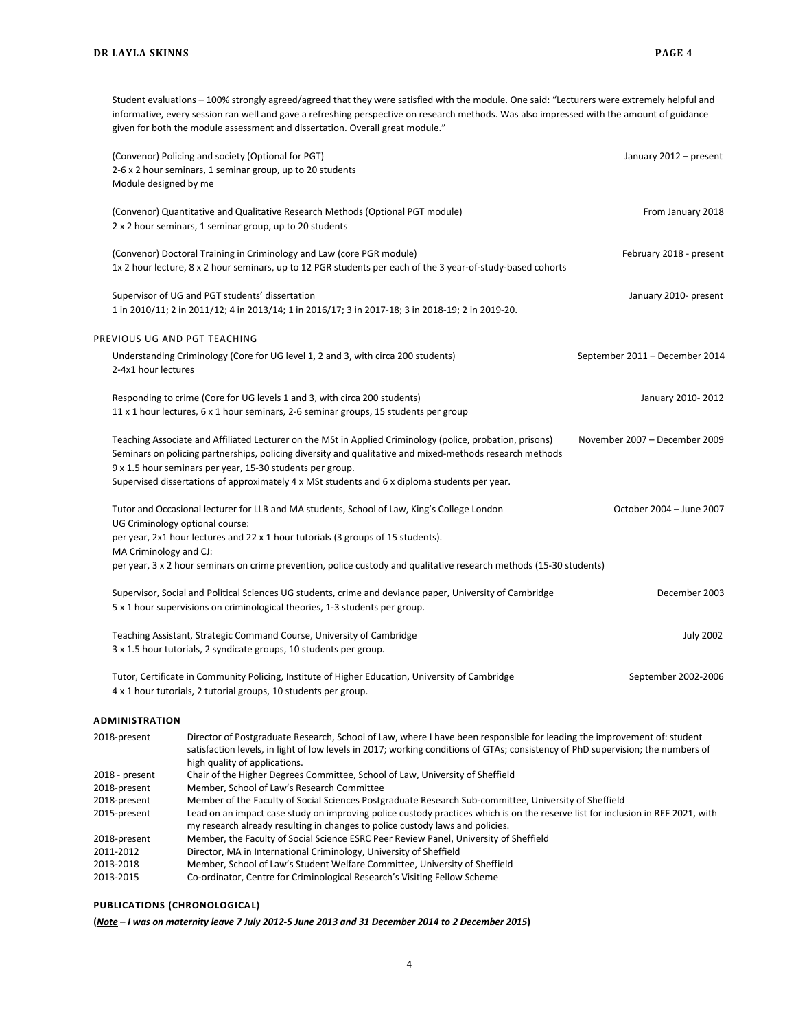Student evaluations – 100% strongly agreed/agreed that they were satisfied with the module. One said: "Lecturers were extremely helpful and informative, every session ran well and gave a refreshing perspective on research methods. Was also impressed with the amount of guidance given for both the module assessment and dissertation. Overall great module."

(Convenor) Policing and society (Optional for PGT) — January 2012 – present
2-6 x 2 hour seminars, 1 seminar group, up to 20 students
Module designed by me

(Convenor) Quantitative and Qualitative Research Methods (Optional PGT module) — From January 2018
2 x 2 hour seminars, 1 seminar group, up to 20 students

(Convenor) Doctoral Training in Criminology and Law (core PGR module) — February 2018 - present
1x 2 hour lecture, 8 x 2 hour seminars, up to 12 PGR students per each of the 3 year-of-study-based cohorts

Supervisor of UG and PGT students' dissertation — January 2010- present
1 in 2010/11; 2 in 2011/12; 4 in 2013/14; 1 in 2016/17; 3 in 2017-18; 3 in 2018-19; 2 in 2019-20.

### PREVIOUS UG AND PGT TEACHING

Understanding Criminology (Core for UG level 1, 2 and 3, with circa 200 students) — September 2011 – December 2014
2-4x1 hour lectures

Responding to crime (Core for UG levels 1 and 3, with circa 200 students) — January 2010- 2012
11 x 1 hour lectures, 6 x 1 hour seminars, 2-6 seminar groups, 15 students per group

Teaching Associate and Affiliated Lecturer on the MSt in Applied Criminology (police, probation, prisons) — November 2007 – December 2009
Seminars on policing partnerships, policing diversity and qualitative and mixed-methods research methods
9 x 1.5 hour seminars per year, 15-30 students per group.
Supervised dissertations of approximately 4 x MSt students and 6 x diploma students per year.

Tutor and Occasional lecturer for LLB and MA students, School of Law, King's College London — October 2004 – June 2007
UG Criminology optional course:
per year, 2x1 hour lectures and 22 x 1 hour tutorials (3 groups of 15 students).
MA Criminology and CJ:
per year, 3 x 2 hour seminars on crime prevention, police custody and qualitative research methods (15-30 students)

Supervisor, Social and Political Sciences UG students, crime and deviance paper, University of Cambridge — December 2003
5 x 1 hour supervisions on criminological theories, 1-3 students per group.

Teaching Assistant, Strategic Command Course, University of Cambridge — July 2002
3 x 1.5 hour tutorials, 2 syndicate groups, 10 students per group.

Tutor, Certificate in Community Policing, Institute of Higher Education, University of Cambridge — September 2002-2006
4 x 1 hour tutorials, 2 tutorial groups, 10 students per group.

## ADMINISTRATION

| | |
|---|---|
| 2018-present | Director of Postgraduate Research, School of Law, where I have been responsible for leading the improvement of: student satisfaction levels, in light of low levels in 2017; working conditions of GTAs; consistency of PhD supervision; the numbers of high quality of applications. |
| 2018 - present | Chair of the Higher Degrees Committee, School of Law, University of Sheffield |
| 2018-present | Member, School of Law's Research Committee |
| 2018-present | Member of the Faculty of Social Sciences Postgraduate Research Sub-committee, University of Sheffield |
| 2015-present | Lead on an impact case study on improving police custody practices which is on the reserve list for inclusion in REF 2021, with my research already resulting in changes to police custody laws and policies. |
| 2018-present | Member, the Faculty of Social Science ESRC Peer Review Panel, University of Sheffield |
| 2011-2012 | Director, MA in International Criminology, University of Sheffield |
| 2013-2018 | Member, School of Law's Student Welfare Committee, University of Sheffield |
| 2013-2015 | Co-ordinator, Centre for Criminological Research's Visiting Fellow Scheme |

## PUBLICATIONS (CHRONOLOGICAL)

**(*Note* – *I was on maternity leave 7 July 2012-5 June 2013 and 31 December 2014 to 2 December 2015*)**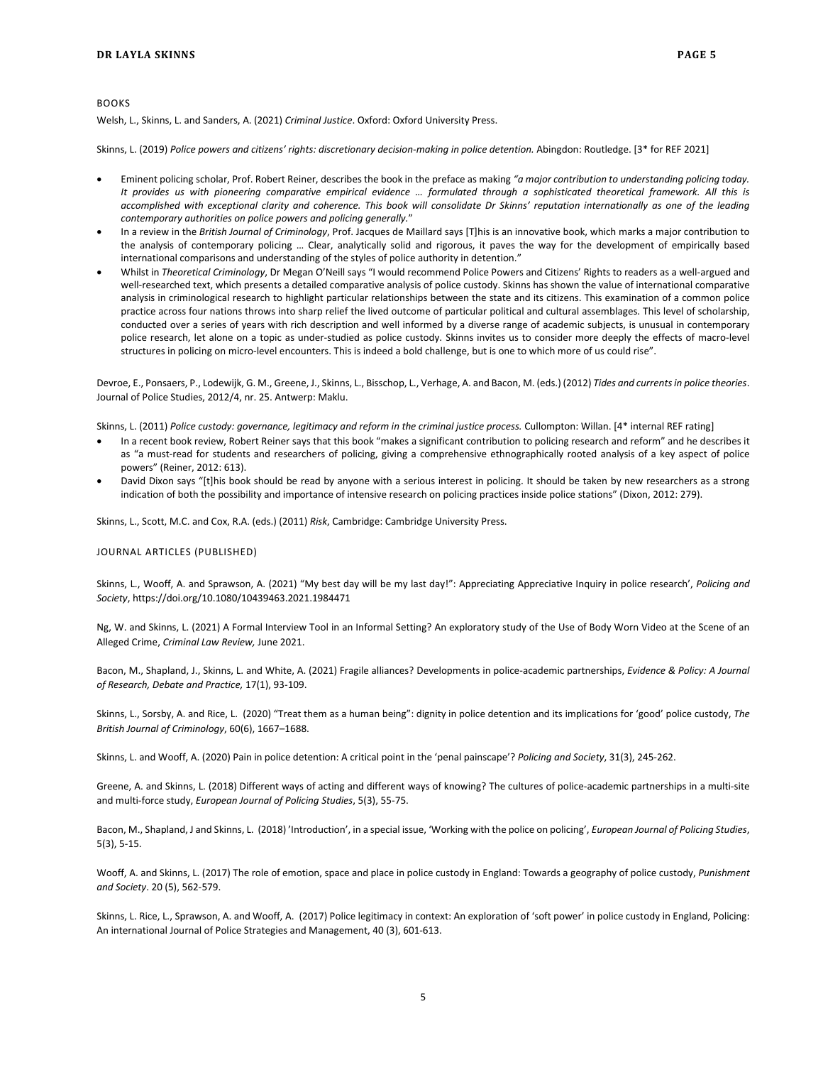## BOOKS

Welsh, L., Skinns, L. and Sanders, A. (2021) *Criminal Justice*. Oxford: Oxford University Press.

Skinns, L. (2019) *Police powers and citizens' rights: discretionary decision-making in police detention.* Abingdon: Routledge. [3* for REF 2021]

- Eminent policing scholar, Prof. Robert Reiner, describes the book in the preface as making *"a major contribution to understanding policing today. It provides us with pioneering comparative empirical evidence … formulated through a sophisticated theoretical framework. All this is accomplished with exceptional clarity and coherence. This book will consolidate Dr Skinns' reputation internationally as one of the leading contemporary authorities on police powers and policing generally.*"
- In a review in the *British Journal of Criminology*, Prof. Jacques de Maillard says [T]his is an innovative book, which marks a major contribution to the analysis of contemporary policing … Clear, analytically solid and rigorous, it paves the way for the development of empirically based international comparisons and understanding of the styles of police authority in detention."
- Whilst in *Theoretical Criminology*, Dr Megan O'Neill says "I would recommend Police Powers and Citizens' Rights to readers as a well-argued and well-researched text, which presents a detailed comparative analysis of police custody. Skinns has shown the value of international comparative analysis in criminological research to highlight particular relationships between the state and its citizens. This examination of a common police practice across four nations throws into sharp relief the lived outcome of particular political and cultural assemblages. This level of scholarship, conducted over a series of years with rich description and well informed by a diverse range of academic subjects, is unusual in contemporary police research, let alone on a topic as under-studied as police custody. Skinns invites us to consider more deeply the effects of macro-level structures in policing on micro-level encounters. This is indeed a bold challenge, but is one to which more of us could rise".

Devroe, E., Ponsaers, P., Lodewijk, G. M., Greene, J., Skinns, L., Bisschop, L., Verhage, A. and Bacon, M. (eds.) (2012) *Tides and currents in police theories*. Journal of Police Studies, 2012/4, nr. 25. Antwerp: Maklu.

Skinns, L. (2011) *Police custody: governance, legitimacy and reform in the criminal justice process.* Cullompton: Willan. [4* internal REF rating]

- In a recent book review, Robert Reiner says that this book "makes a significant contribution to policing research and reform" and he describes it as "a must-read for students and researchers of policing, giving a comprehensive ethnographically rooted analysis of a key aspect of police powers" (Reiner, 2012: 613).
- David Dixon says "[t]his book should be read by anyone with a serious interest in policing. It should be taken by new researchers as a strong indication of both the possibility and importance of intensive research on policing practices inside police stations" (Dixon, 2012: 279).

Skinns, L., Scott, M.C. and Cox, R.A. (eds.) (2011) *Risk*, Cambridge: Cambridge University Press.

## JOURNAL ARTICLES (PUBLISHED)

Skinns, L., Wooff, A. and Sprawson, A. (2021) "My best day will be my last day!": Appreciating Appreciative Inquiry in police research', *Policing and Society*, https://doi.org/10.1080/10439463.2021.1984471

Ng, W. and Skinns, L. (2021) A Formal Interview Tool in an Informal Setting? An exploratory study of the Use of Body Worn Video at the Scene of an Alleged Crime, *Criminal Law Review,* June 2021.

Bacon, M., Shapland, J., Skinns, L. and White, A. (2021) Fragile alliances? Developments in police-academic partnerships, *Evidence & Policy: A Journal of Research, Debate and Practice,* 17(1), 93-109.

Skinns, L., Sorsby, A. and Rice, L. (2020) "Treat them as a human being": dignity in police detention and its implications for 'good' police custody, *The British Journal of Criminology*, 60(6), 1667–1688.

Skinns, L. and Wooff, A. (2020) Pain in police detention: A critical point in the 'penal painscape'? *Policing and Society*, 31(3), 245-262.

Greene, A. and Skinns, L. (2018) Different ways of acting and different ways of knowing? The cultures of police-academic partnerships in a multi-site and multi-force study, *European Journal of Policing Studies*, 5(3), 55-75.

Bacon, M., Shapland, J and Skinns, L. (2018) 'Introduction', in a special issue, 'Working with the police on policing', *European Journal of Policing Studies*, 5(3), 5-15.

Wooff, A. and Skinns, L. (2017) The role of emotion, space and place in police custody in England: Towards a geography of police custody, *Punishment and Society*. 20 (5), 562-579.

Skinns, L. Rice, L., Sprawson, A. and Wooff, A. (2017) Police legitimacy in context: An exploration of 'soft power' in police custody in England, Policing: An international Journal of Police Strategies and Management, 40 (3), 601-613.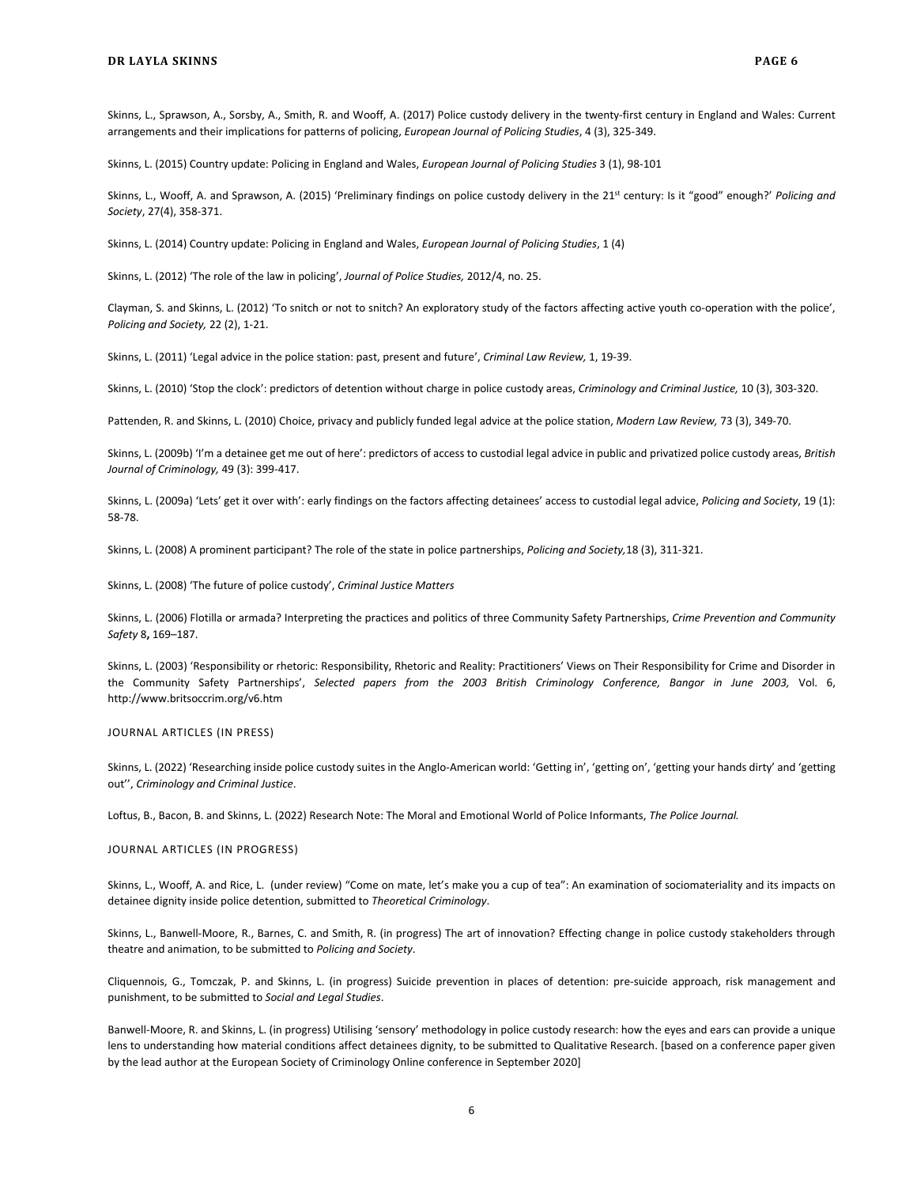Skinns, L., Sprawson, A., Sorsby, A., Smith, R. and Wooff, A. (2017) Police custody delivery in the twenty-first century in England and Wales: Current arrangements and their implications for patterns of policing, *European Journal of Policing Studies*, 4 (3), 325-349.

Skinns, L. (2015) Country update: Policing in England and Wales, *European Journal of Policing Studies* 3 (1), 98-101

Skinns, L., Wooff, A. and Sprawson, A. (2015) 'Preliminary findings on police custody delivery in the 21st century: Is it "good" enough?' *Policing and Society*, 27(4), 358-371.

Skinns, L. (2014) Country update: Policing in England and Wales, *European Journal of Policing Studies*, 1 (4)

Skinns, L. (2012) 'The role of the law in policing', *Journal of Police Studies,* 2012/4, no. 25.

Clayman, S. and Skinns, L. (2012) 'To snitch or not to snitch? An exploratory study of the factors affecting active youth co-operation with the police', *Policing and Society,* 22 (2), 1-21.

Skinns, L. (2011) 'Legal advice in the police station: past, present and future', *Criminal Law Review,* 1, 19-39.

Skinns, L. (2010) 'Stop the clock': predictors of detention without charge in police custody areas, *Criminology and Criminal Justice,* 10 (3), 303-320.

Pattenden, R. and Skinns, L. (2010) Choice, privacy and publicly funded legal advice at the police station, *Modern Law Review,* 73 (3), 349-70.

Skinns, L. (2009b) 'I'm a detainee get me out of here': predictors of access to custodial legal advice in public and privatized police custody areas, *British Journal of Criminology,* 49 (3): 399-417.

Skinns, L. (2009a) 'Lets' get it over with': early findings on the factors affecting detainees' access to custodial legal advice, *Policing and Society*, 19 (1): 58-78.

Skinns, L. (2008) A prominent participant? The role of the state in police partnerships, *Policing and Society,*18 (3), 311-321.

Skinns, L. (2008) 'The future of police custody', *Criminal Justice Matters*

Skinns, L. (2006) Flotilla or armada? Interpreting the practices and politics of three Community Safety Partnerships, *Crime Prevention and Community Safety* 8**,** 169–187.

Skinns, L. (2003) 'Responsibility or rhetoric: Responsibility, Rhetoric and Reality: Practitioners' Views on Their Responsibility for Crime and Disorder in the Community Safety Partnerships', *Selected papers from the 2003 British Criminology Conference, Bangor in June 2003,* Vol. 6, http://www.britsoccrim.org/v6.htm

JOURNAL ARTICLES (IN PRESS)

Skinns, L. (2022) 'Researching inside police custody suites in the Anglo-American world: 'Getting in', 'getting on', 'getting your hands dirty' and 'getting out'', *Criminology and Criminal Justice*.

Loftus, B., Bacon, B. and Skinns, L. (2022) Research Note: The Moral and Emotional World of Police Informants, *The Police Journal.*

JOURNAL ARTICLES (IN PROGRESS)

Skinns, L., Wooff, A. and Rice, L. (under review) "Come on mate, let's make you a cup of tea": An examination of sociomateriality and its impacts on detainee dignity inside police detention, submitted to *Theoretical Criminology*.

Skinns, L., Banwell-Moore, R., Barnes, C. and Smith, R. (in progress) The art of innovation? Effecting change in police custody stakeholders through theatre and animation, to be submitted to *Policing and Society*.

Cliquennois, G., Tomczak, P. and Skinns, L. (in progress) Suicide prevention in places of detention: pre-suicide approach, risk management and punishment, to be submitted to *Social and Legal Studies*.

Banwell-Moore, R. and Skinns, L. (in progress) Utilising 'sensory' methodology in police custody research: how the eyes and ears can provide a unique lens to understanding how material conditions affect detainees dignity, to be submitted to Qualitative Research. [based on a conference paper given by the lead author at the European Society of Criminology Online conference in September 2020]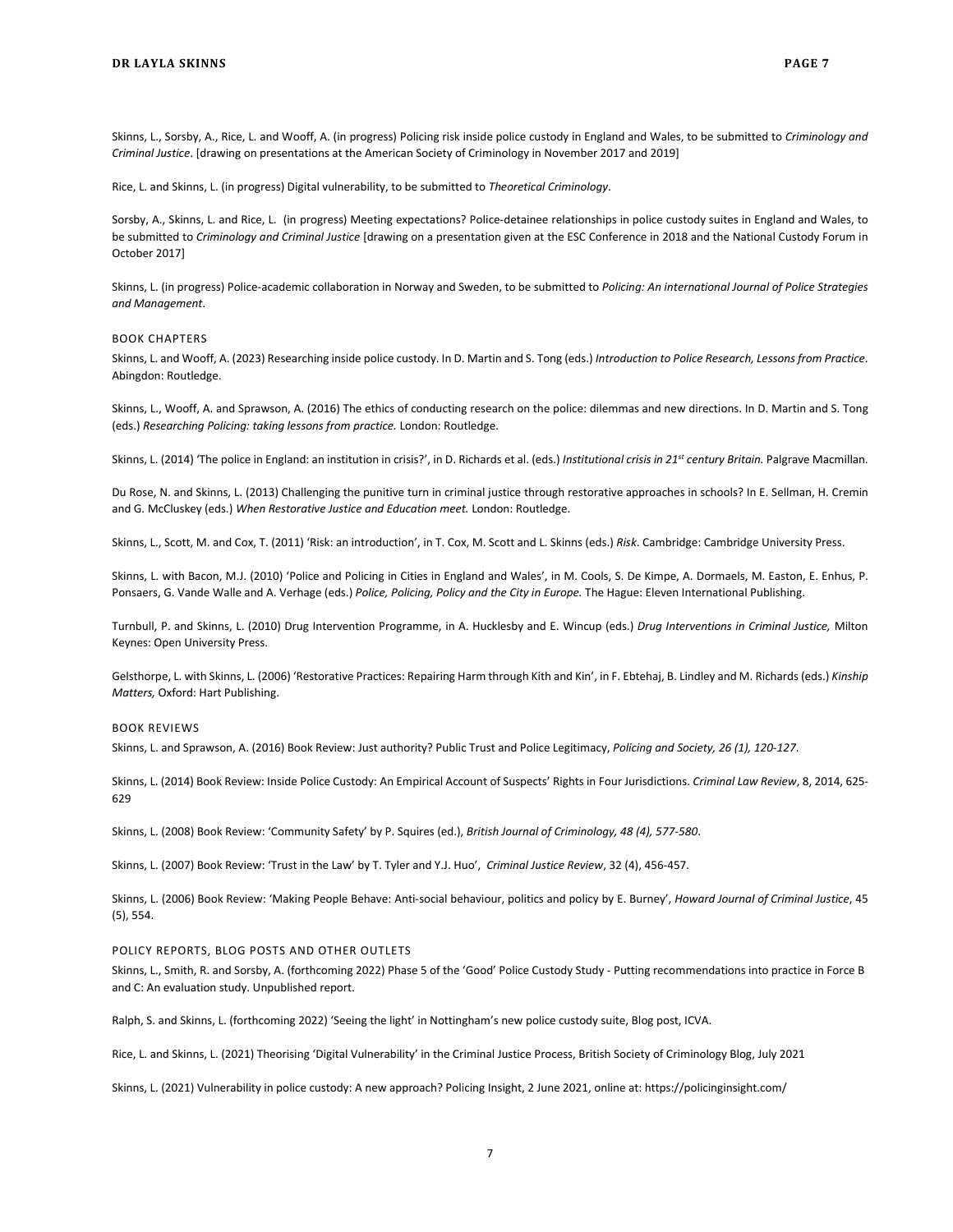Skinns, L., Sorsby, A., Rice, L. and Wooff, A. (in progress) Policing risk inside police custody in England and Wales, to be submitted to *Criminology and Criminal Justice*. [drawing on presentations at the American Society of Criminology in November 2017 and 2019]

Rice, L. and Skinns, L. (in progress) Digital vulnerability, to be submitted to *Theoretical Criminology*.

Sorsby, A., Skinns, L. and Rice, L. (in progress) Meeting expectations? Police-detainee relationships in police custody suites in England and Wales, to be submitted to *Criminology and Criminal Justice* [drawing on a presentation given at the ESC Conference in 2018 and the National Custody Forum in October 2017]

Skinns, L. (in progress) Police-academic collaboration in Norway and Sweden, to be submitted to *Policing: An international Journal of Police Strategies and Management*.

## BOOK CHAPTERS

Skinns, L. and Wooff, A. (2023) Researching inside police custody. In D. Martin and S. Tong (eds.) *Introduction to Police Research, Lessons from Practice*. Abingdon: Routledge.

Skinns, L., Wooff, A. and Sprawson, A. (2016) The ethics of conducting research on the police: dilemmas and new directions. In D. Martin and S. Tong (eds.) *Researching Policing: taking lessons from practice.* London: Routledge.

Skinns, L. (2014) 'The police in England: an institution in crisis?', in D. Richards et al. (eds.) *Institutional crisis in 21st century Britain.* Palgrave Macmillan.

Du Rose, N. and Skinns, L. (2013) Challenging the punitive turn in criminal justice through restorative approaches in schools? In E. Sellman, H. Cremin and G. McCluskey (eds.) *When Restorative Justice and Education meet.* London: Routledge.

Skinns, L., Scott, M. and Cox, T. (2011) 'Risk: an introduction', in T. Cox, M. Scott and L. Skinns (eds.) *Risk*. Cambridge: Cambridge University Press.

Skinns, L. with Bacon, M.J. (2010) 'Police and Policing in Cities in England and Wales', in M. Cools, S. De Kimpe, A. Dormaels, M. Easton, E. Enhus, P. Ponsaers, G. Vande Walle and A. Verhage (eds.) *Police, Policing, Policy and the City in Europe.* The Hague: Eleven International Publishing.

Turnbull, P. and Skinns, L. (2010) Drug Intervention Programme, in A. Hucklesby and E. Wincup (eds.) *Drug Interventions in Criminal Justice,* Milton Keynes: Open University Press.

Gelsthorpe, L. with Skinns, L. (2006) 'Restorative Practices: Repairing Harm through Kith and Kin', in F. Ebtehaj, B. Lindley and M. Richards (eds.) *Kinship Matters,* Oxford: Hart Publishing.

## BOOK REVIEWS

Skinns, L. and Sprawson, A. (2016) Book Review: Just authority? Public Trust and Police Legitimacy, *Policing and Society, 26 (1), 120-127*.

Skinns, L. (2014) Book Review: Inside Police Custody: An Empirical Account of Suspects' Rights in Four Jurisdictions. *Criminal Law Review*, 8, 2014, 625-629

Skinns, L. (2008) Book Review: 'Community Safety' by P. Squires (ed.), *British Journal of Criminology, 48 (4), 577-580*.

Skinns, L. (2007) Book Review: 'Trust in the Law' by T. Tyler and Y.J. Huo', *Criminal Justice Review*, 32 (4), 456-457.

Skinns, L. (2006) Book Review: 'Making People Behave: Anti-social behaviour, politics and policy by E. Burney', *Howard Journal of Criminal Justice*, 45 (5), 554.

## POLICY REPORTS, BLOG POSTS AND OTHER OUTLETS

Skinns, L., Smith, R. and Sorsby, A. (forthcoming 2022) Phase 5 of the 'Good' Police Custody Study - Putting recommendations into practice in Force B and C: An evaluation study. Unpublished report.

Ralph, S. and Skinns, L. (forthcoming 2022) 'Seeing the light' in Nottingham's new police custody suite, Blog post, ICVA.

Rice, L. and Skinns, L. (2021) Theorising 'Digital Vulnerability' in the Criminal Justice Process, British Society of Criminology Blog, July 2021

Skinns, L. (2021) Vulnerability in police custody: A new approach? Policing Insight, 2 June 2021, online at: https://policinginsight.com/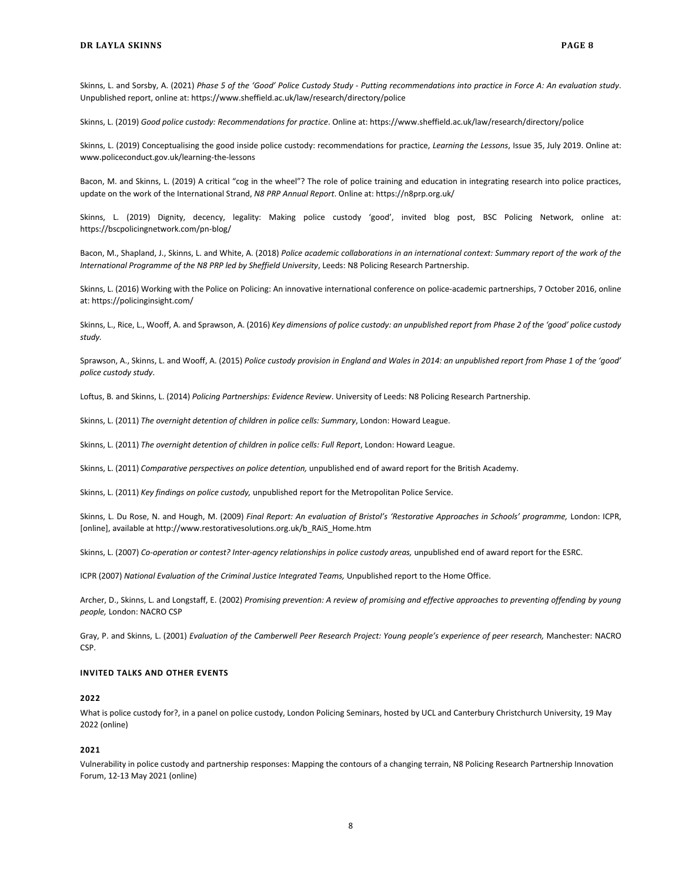Skinns, L. and Sorsby, A. (2021) *Phase 5 of the 'Good' Police Custody Study - Putting recommendations into practice in Force A: An evaluation study*. Unpublished report, online at: https://www.sheffield.ac.uk/law/research/directory/police

Skinns, L. (2019) *Good police custody: Recommendations for practice*. Online at: https://www.sheffield.ac.uk/law/research/directory/police

Skinns, L. (2019) Conceptualising the good inside police custody: recommendations for practice, *Learning the Lessons*, Issue 35, July 2019. Online at: www.policeconduct.gov.uk/learning-the-lessons

Bacon, M. and Skinns, L. (2019) A critical "cog in the wheel"? The role of police training and education in integrating research into police practices, update on the work of the International Strand, *N8 PRP Annual Report*. Online at: https://n8prp.org.uk/

Skinns, L. (2019) Dignity, decency, legality: Making police custody 'good', invited blog post, BSC Policing Network, online at: https://bscpolicingnetwork.com/pn-blog/

Bacon, M., Shapland, J., Skinns, L. and White, A. (2018) *Police academic collaborations in an international context: Summary report of the work of the International Programme of the N8 PRP led by Sheffield University*, Leeds: N8 Policing Research Partnership.

Skinns, L. (2016) Working with the Police on Policing: An innovative international conference on police-academic partnerships, 7 October 2016, online at: https://policinginsight.com/

Skinns, L., Rice, L., Wooff, A. and Sprawson, A. (2016) *Key dimensions of police custody: an unpublished report from Phase 2 of the 'good' police custody study.*

Sprawson, A., Skinns, L. and Wooff, A. (2015) *Police custody provision in England and Wales in 2014: an unpublished report from Phase 1 of the 'good' police custody study*.

Loftus, B. and Skinns, L. (2014) *Policing Partnerships: Evidence Review*. University of Leeds: N8 Policing Research Partnership.

Skinns, L. (2011) *The overnight detention of children in police cells: Summary*, London: Howard League.

Skinns, L. (2011) *The overnight detention of children in police cells: Full Report*, London: Howard League.

Skinns, L. (2011) *Comparative perspectives on police detention,* unpublished end of award report for the British Academy.

Skinns, L. (2011) *Key findings on police custody,* unpublished report for the Metropolitan Police Service.

Skinns, L. Du Rose, N. and Hough, M. (2009) *Final Report: An evaluation of Bristol's 'Restorative Approaches in Schools' programme,* London: ICPR, [online], available at http://www.restorativesolutions.org.uk/b_RAiS_Home.htm

Skinns, L. (2007) *Co-operation or contest? Inter-agency relationships in police custody areas,* unpublished end of award report for the ESRC.

ICPR (2007) *National Evaluation of the Criminal Justice Integrated Teams,* Unpublished report to the Home Office.

Archer, D., Skinns, L. and Longstaff, E. (2002) *Promising prevention: A review of promising and effective approaches to preventing offending by young people,* London: NACRO CSP

Gray, P. and Skinns, L. (2001) *Evaluation of the Camberwell Peer Research Project: Young people's experience of peer research,* Manchester: NACRO CSP.

## INVITED TALKS AND OTHER EVENTS

### 2022

What is police custody for?, in a panel on police custody, London Policing Seminars, hosted by UCL and Canterbury Christchurch University, 19 May 2022 (online)

### 2021

Vulnerability in police custody and partnership responses: Mapping the contours of a changing terrain, N8 Policing Research Partnership Innovation Forum, 12-13 May 2021 (online)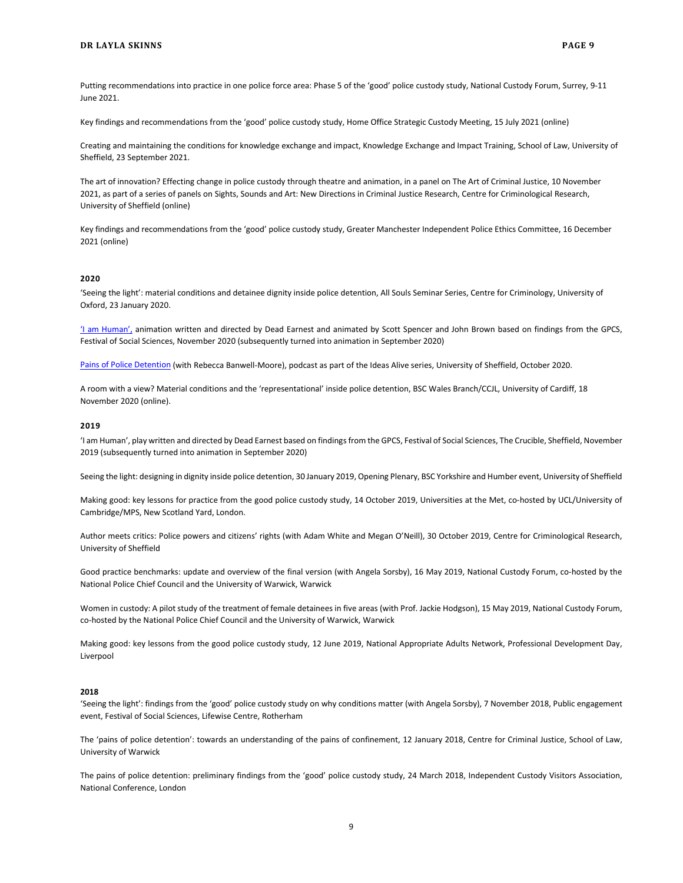Putting recommendations into practice in one police force area: Phase 5 of the 'good' police custody study, National Custody Forum, Surrey, 9-11 June 2021.

Key findings and recommendations from the 'good' police custody study, Home Office Strategic Custody Meeting, 15 July 2021 (online)

Creating and maintaining the conditions for knowledge exchange and impact, Knowledge Exchange and Impact Training, School of Law, University of Sheffield, 23 September 2021.

The art of innovation? Effecting change in police custody through theatre and animation, in a panel on The Art of Criminal Justice, 10 November 2021, as part of a series of panels on Sights, Sounds and Art: New Directions in Criminal Justice Research, Centre for Criminological Research, University of Sheffield (online)

Key findings and recommendations from the 'good' police custody study, Greater Manchester Independent Police Ethics Committee, 16 December 2021 (online)

**2020**

'Seeing the light': material conditions and detainee dignity inside police detention, All Souls Seminar Series, Centre for Criminology, University of Oxford, 23 January 2020.

'I am Human', animation written and directed by Dead Earnest and animated by Scott Spencer and John Brown based on findings from the GPCS, Festival of Social Sciences, November 2020 (subsequently turned into animation in September 2020)

Pains of Police Detention (with Rebecca Banwell-Moore), podcast as part of the Ideas Alive series, University of Sheffield, October 2020.

A room with a view? Material conditions and the 'representational' inside police detention, BSC Wales Branch/CCJL, University of Cardiff, 18 November 2020 (online).

**2019**

'I am Human', play written and directed by Dead Earnest based on findings from the GPCS, Festival of Social Sciences, The Crucible, Sheffield, November 2019 (subsequently turned into animation in September 2020)

Seeing the light: designing in dignity inside police detention, 30 January 2019, Opening Plenary, BSC Yorkshire and Humber event, University of Sheffield

Making good: key lessons for practice from the good police custody study, 14 October 2019, Universities at the Met, co-hosted by UCL/University of Cambridge/MPS, New Scotland Yard, London.

Author meets critics: Police powers and citizens' rights (with Adam White and Megan O'Neill), 30 October 2019, Centre for Criminological Research, University of Sheffield

Good practice benchmarks: update and overview of the final version (with Angela Sorsby), 16 May 2019, National Custody Forum, co-hosted by the National Police Chief Council and the University of Warwick, Warwick

Women in custody: A pilot study of the treatment of female detainees in five areas (with Prof. Jackie Hodgson), 15 May 2019, National Custody Forum, co-hosted by the National Police Chief Council and the University of Warwick, Warwick

Making good: key lessons from the good police custody study, 12 June 2019, National Appropriate Adults Network, Professional Development Day, Liverpool

**2018**

'Seeing the light': findings from the 'good' police custody study on why conditions matter (with Angela Sorsby), 7 November 2018, Public engagement event, Festival of Social Sciences, Lifewise Centre, Rotherham

The 'pains of police detention': towards an understanding of the pains of confinement, 12 January 2018, Centre for Criminal Justice, School of Law, University of Warwick

The pains of police detention: preliminary findings from the 'good' police custody study, 24 March 2018, Independent Custody Visitors Association, National Conference, London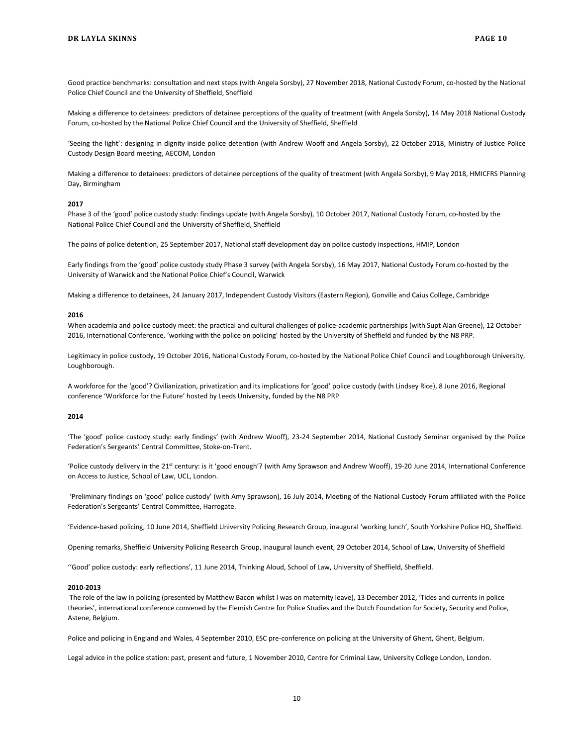Good practice benchmarks: consultation and next steps (with Angela Sorsby), 27 November 2018, National Custody Forum, co-hosted by the National Police Chief Council and the University of Sheffield, Sheffield

Making a difference to detainees: predictors of detainee perceptions of the quality of treatment (with Angela Sorsby), 14 May 2018 National Custody Forum, co-hosted by the National Police Chief Council and the University of Sheffield, Sheffield

'Seeing the light': designing in dignity inside police detention (with Andrew Wooff and Angela Sorsby), 22 October 2018, Ministry of Justice Police Custody Design Board meeting, AECOM, London

Making a difference to detainees: predictors of detainee perceptions of the quality of treatment (with Angela Sorsby), 9 May 2018, HMICFRS Planning Day, Birmingham

**2017**

Phase 3 of the 'good' police custody study: findings update (with Angela Sorsby), 10 October 2017, National Custody Forum, co-hosted by the National Police Chief Council and the University of Sheffield, Sheffield

The pains of police detention, 25 September 2017, National staff development day on police custody inspections, HMIP, London

Early findings from the 'good' police custody study Phase 3 survey (with Angela Sorsby), 16 May 2017, National Custody Forum co-hosted by the University of Warwick and the National Police Chief's Council, Warwick

Making a difference to detainees, 24 January 2017, Independent Custody Visitors (Eastern Region), Gonville and Caius College, Cambridge

**2016**

When academia and police custody meet: the practical and cultural challenges of police-academic partnerships (with Supt Alan Greene), 12 October 2016, International Conference, 'working with the police on policing' hosted by the University of Sheffield and funded by the N8 PRP.

Legitimacy in police custody, 19 October 2016, National Custody Forum, co-hosted by the National Police Chief Council and Loughborough University, Loughborough.

A workforce for the 'good'? Civilianization, privatization and its implications for 'good' police custody (with Lindsey Rice), 8 June 2016, Regional conference 'Workforce for the Future' hosted by Leeds University, funded by the N8 PRP

**2014**

'The 'good' police custody study: early findings' (with Andrew Wooff), 23-24 September 2014, National Custody Seminar organised by the Police Federation's Sergeants' Central Committee, Stoke-on-Trent.

'Police custody delivery in the 21st century: is it 'good enough'? (with Amy Sprawson and Andrew Wooff), 19-20 June 2014, International Conference on Access to Justice, School of Law, UCL, London.

'Preliminary findings on 'good' police custody' (with Amy Sprawson), 16 July 2014, Meeting of the National Custody Forum affiliated with the Police Federation's Sergeants' Central Committee, Harrogate.

'Evidence-based policing, 10 June 2014, Sheffield University Policing Research Group, inaugural 'working lunch', South Yorkshire Police HQ, Sheffield.

Opening remarks, Sheffield University Policing Research Group, inaugural launch event, 29 October 2014, School of Law, University of Sheffield

''Good' police custody: early reflections', 11 June 2014, Thinking Aloud, School of Law, University of Sheffield, Sheffield.

**2010-2013**

The role of the law in policing (presented by Matthew Bacon whilst I was on maternity leave), 13 December 2012, 'Tides and currents in police theories', international conference convened by the Flemish Centre for Police Studies and the Dutch Foundation for Society, Security and Police, Astene, Belgium.

Police and policing in England and Wales, 4 September 2010, ESC pre-conference on policing at the University of Ghent, Ghent, Belgium.

Legal advice in the police station: past, present and future, 1 November 2010, Centre for Criminal Law, University College London, London.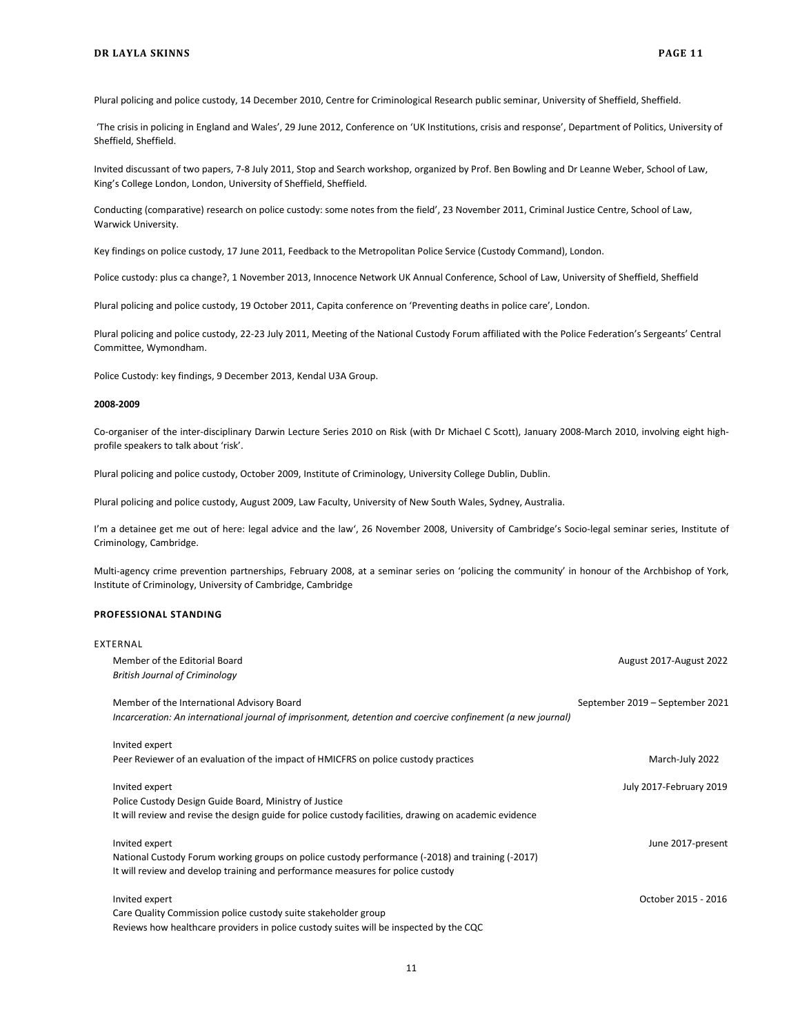Plural policing and police custody, 14 December 2010, Centre for Criminological Research public seminar, University of Sheffield, Sheffield.

'The crisis in policing in England and Wales', 29 June 2012, Conference on 'UK Institutions, crisis and response', Department of Politics, University of Sheffield, Sheffield.

Invited discussant of two papers, 7-8 July 2011, Stop and Search workshop, organized by Prof. Ben Bowling and Dr Leanne Weber, School of Law, King's College London, London, University of Sheffield, Sheffield.

Conducting (comparative) research on police custody: some notes from the field', 23 November 2011, Criminal Justice Centre, School of Law, Warwick University.

Key findings on police custody, 17 June 2011, Feedback to the Metropolitan Police Service (Custody Command), London.

Police custody: plus ca change?, 1 November 2013, Innocence Network UK Annual Conference, School of Law, University of Sheffield, Sheffield

Plural policing and police custody, 19 October 2011, Capita conference on 'Preventing deaths in police care', London.

Plural policing and police custody, 22-23 July 2011, Meeting of the National Custody Forum affiliated with the Police Federation's Sergeants' Central Committee, Wymondham.

Police Custody: key findings, 9 December 2013, Kendal U3A Group.

**2008-2009**

Co-organiser of the inter-disciplinary Darwin Lecture Series 2010 on Risk (with Dr Michael C Scott), January 2008-March 2010, involving eight high-profile speakers to talk about 'risk'.

Plural policing and police custody, October 2009, Institute of Criminology, University College Dublin, Dublin.

Plural policing and police custody, August 2009, Law Faculty, University of New South Wales, Sydney, Australia.

I'm a detainee get me out of here: legal advice and the law', 26 November 2008, University of Cambridge's Socio-legal seminar series, Institute of Criminology, Cambridge.

Multi-agency crime prevention partnerships, February 2008, at a seminar series on 'policing the community' in honour of the Archbishop of York, Institute of Criminology, University of Cambridge, Cambridge

## PROFESSIONAL STANDING

EXTERNAL

Member of the Editorial Board — August 2017-August 2022
*British Journal of Criminology*

Member of the International Advisory Board — September 2019 – September 2021
*Incarceration: An international journal of imprisonment, detention and coercive confinement (a new journal)*

Invited expert — March-July 2022
Peer Reviewer of an evaluation of the impact of HMICFRS on police custody practices

Invited expert — July 2017-February 2019
Police Custody Design Guide Board, Ministry of Justice
It will review and revise the design guide for police custody facilities, drawing on academic evidence

Invited expert — June 2017-present
National Custody Forum working groups on police custody performance (-2018) and training (-2017)
It will review and develop training and performance measures for police custody

Invited expert — October 2015 - 2016
Care Quality Commission police custody suite stakeholder group
Reviews how healthcare providers in police custody suites will be inspected by the CQC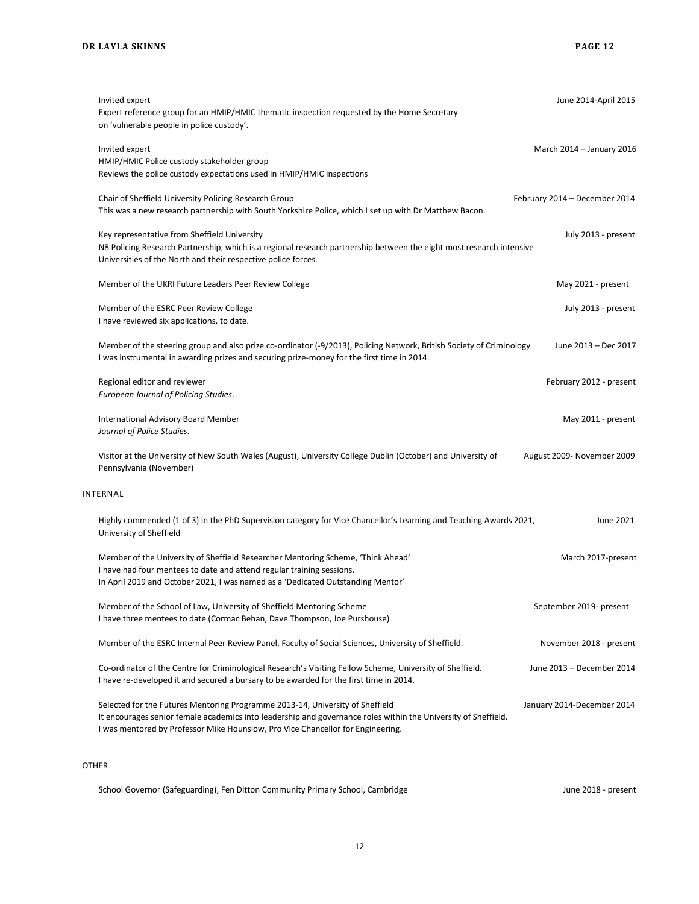Invited expert — June 2014-April 2015
Expert reference group for an HMIP/HMIC thematic inspection requested by the Home Secretary on 'vulnerable people in police custody'.

Invited expert — March 2014 – January 2016
HMIP/HMIC Police custody stakeholder group
Reviews the police custody expectations used in HMIP/HMIC inspections

Chair of Sheffield University Policing Research Group — February 2014 – December 2014
This was a new research partnership with South Yorkshire Police, which I set up with Dr Matthew Bacon.

Key representative from Sheffield University — July 2013 - present
N8 Policing Research Partnership, which is a regional research partnership between the eight most research intensive Universities of the North and their respective police forces.

Member of the UKRI Future Leaders Peer Review College — May 2021 - present

Member of the ESRC Peer Review College — July 2013 - present
I have reviewed six applications, to date.

Member of the steering group and also prize co-ordinator (-9/2013), Policing Network, British Society of Criminology — June 2013 – Dec 2017
I was instrumental in awarding prizes and securing prize-money for the first time in 2014.

Regional editor and reviewer — February 2012 - present
*European Journal of Policing Studies*.

International Advisory Board Member — May 2011 - present
*Journal of Police Studies*.

Visitor at the University of New South Wales (August), University College Dublin (October) and University of Pennsylvania (November) — August 2009- November 2009

## INTERNAL

Highly commended (1 of 3) in the PhD Supervision category for Vice Chancellor's Learning and Teaching Awards 2021, University of Sheffield — June 2021

Member of the University of Sheffield Researcher Mentoring Scheme, 'Think Ahead' — March 2017-present
I have had four mentees to date and attend regular training sessions.
In April 2019 and October 2021, I was named as a 'Dedicated Outstanding Mentor'

Member of the School of Law, University of Sheffield Mentoring Scheme — September 2019- present
I have three mentees to date (Cormac Behan, Dave Thompson, Joe Purshouse)

Member of the ESRC Internal Peer Review Panel, Faculty of Social Sciences, University of Sheffield. — November 2018 - present

Co-ordinator of the Centre for Criminological Research's Visiting Fellow Scheme, University of Sheffield. — June 2013 – December 2014
I have re-developed it and secured a bursary to be awarded for the first time in 2014.

Selected for the Futures Mentoring Programme 2013-14, University of Sheffield — January 2014-December 2014
It encourages senior female academics into leadership and governance roles within the University of Sheffield.
I was mentored by Professor Mike Hounslow, Pro Vice Chancellor for Engineering.

## OTHER

School Governor (Safeguarding), Fen Ditton Community Primary School, Cambridge — June 2018 - present